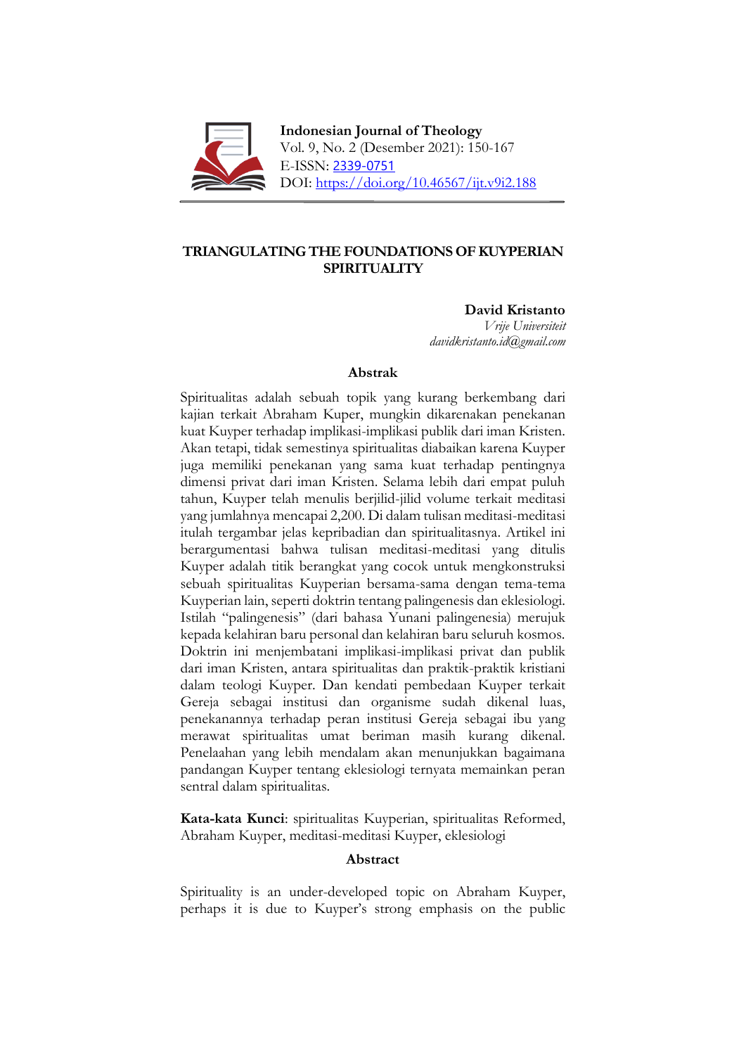**Indonesian Journal of Theology**
Vol. 9, No. 2 (Desember 2021): 150-167
E-ISSN: 2339-0751
DOI: https://doi.org/10.46567/ijt.v9i2.188

# TRIANGULATING THE FOUNDATIONS OF KUYPERIAN SPIRITUALITY

**David Kristanto**
*Vrije Universiteit*
*davidkristanto.id@gmail.com*

## Abstrak

Spiritualitas adalah sebuah topik yang kurang berkembang dari kajian terkait Abraham Kuper, mungkin dikarenakan penekanan kuat Kuyper terhadap implikasi-implikasi publik dari iman Kristen. Akan tetapi, tidak semestinya spiritualitas diabaikan karena Kuyper juga memiliki penekanan yang sama kuat terhadap pentingnya dimensi privat dari iman Kristen. Selama lebih dari empat puluh tahun, Kuyper telah menulis berjilid-jilid volume terkait meditasi yang jumlahnya mencapai 2,200. Di dalam tulisan meditasi-meditasi itulah tergambar jelas kepribadian dan spiritualitasnya. Artikel ini berargumentasi bahwa tulisan meditasi-meditasi yang ditulis Kuyper adalah titik berangkat yang cocok untuk mengkonstruksi sebuah spiritualitas Kuyperian bersama-sama dengan tema-tema Kuyperian lain, seperti doktrin tentang palingenesis dan eklesiologi. Istilah "palingenesis" (dari bahasa Yunani palingenesia) merujuk kepada kelahiran baru personal dan kelahiran baru seluruh kosmos. Doktrin ini menjembatani implikasi-implikasi privat dan publik dari iman Kristen, antara spiritualitas dan praktik-praktik kristiani dalam teologi Kuyper. Dan kendati pembedaan Kuyper terkait Gereja sebagai institusi dan organisme sudah dikenal luas, penekanannya terhadap peran institusi Gereja sebagai ibu yang merawat spiritualitas umat beriman masih kurang dikenal. Penelaahan yang lebih mendalam akan menunjukkan bagaimana pandangan Kuyper tentang eklesiologi ternyata memainkan peran sentral dalam spiritualitas.

**Kata-kata Kunci**: spiritualitas Kuyperian, spiritualitas Reformed, Abraham Kuyper, meditasi-meditasi Kuyper, eklesiologi

## Abstract

Spirituality is an under-developed topic on Abraham Kuyper, perhaps it is due to Kuyper's strong emphasis on the public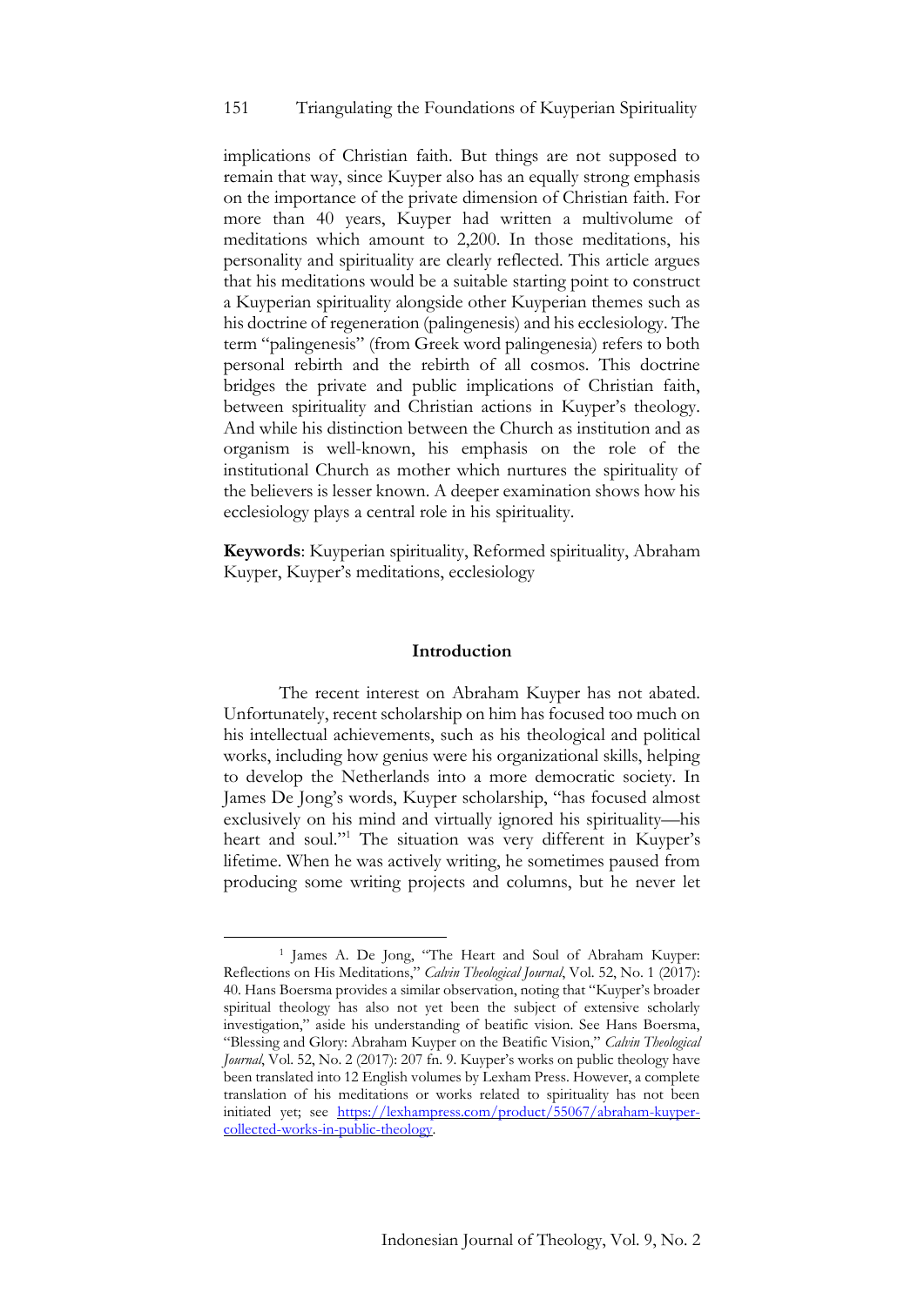implications of Christian faith. But things are not supposed to remain that way, since Kuyper also has an equally strong emphasis on the importance of the private dimension of Christian faith. For more than 40 years, Kuyper had written a multivolume of meditations which amount to 2,200. In those meditations, his personality and spirituality are clearly reflected. This article argues that his meditations would be a suitable starting point to construct a Kuyperian spirituality alongside other Kuyperian themes such as his doctrine of regeneration (palingenesis) and his ecclesiology. The term "palingenesis" (from Greek word palingenesia) refers to both personal rebirth and the rebirth of all cosmos. This doctrine bridges the private and public implications of Christian faith, between spirituality and Christian actions in Kuyper's theology. And while his distinction between the Church as institution and as organism is well-known, his emphasis on the role of the institutional Church as mother which nurtures the spirituality of the believers is lesser known. A deeper examination shows how his ecclesiology plays a central role in his spirituality.

**Keywords**: Kuyperian spirituality, Reformed spirituality, Abraham Kuyper, Kuyper's meditations, ecclesiology

## Introduction

The recent interest on Abraham Kuyper has not abated. Unfortunately, recent scholarship on him has focused too much on his intellectual achievements, such as his theological and political works, including how genius were his organizational skills, helping to develop the Netherlands into a more democratic society. In James De Jong's words, Kuyper scholarship, "has focused almost exclusively on his mind and virtually ignored his spirituality—his heart and soul."[1] The situation was very different in Kuyper's lifetime. When he was actively writing, he sometimes paused from producing some writing projects and columns, but he never let

---

[1] James A. De Jong, "The Heart and Soul of Abraham Kuyper: Reflections on His Meditations," *Calvin Theological Journal*, Vol. 52, No. 1 (2017): 40. Hans Boersma provides a similar observation, noting that "Kuyper's broader spiritual theology has also not yet been the subject of extensive scholarly investigation," aside his understanding of beatific vision. See Hans Boersma, "Blessing and Glory: Abraham Kuyper on the Beatific Vision," *Calvin Theological Journal*, Vol. 52, No. 2 (2017): 207 fn. 9. Kuyper's works on public theology have been translated into 12 English volumes by Lexham Press. However, a complete translation of his meditations or works related to spirituality has not been initiated yet; see [https://lexhampress.com/product/55067/abraham-kuyper-collected-works-in-public-theology](https://lexhampress.com/product/55067/abraham-kuyper-collected-works-in-public-theology).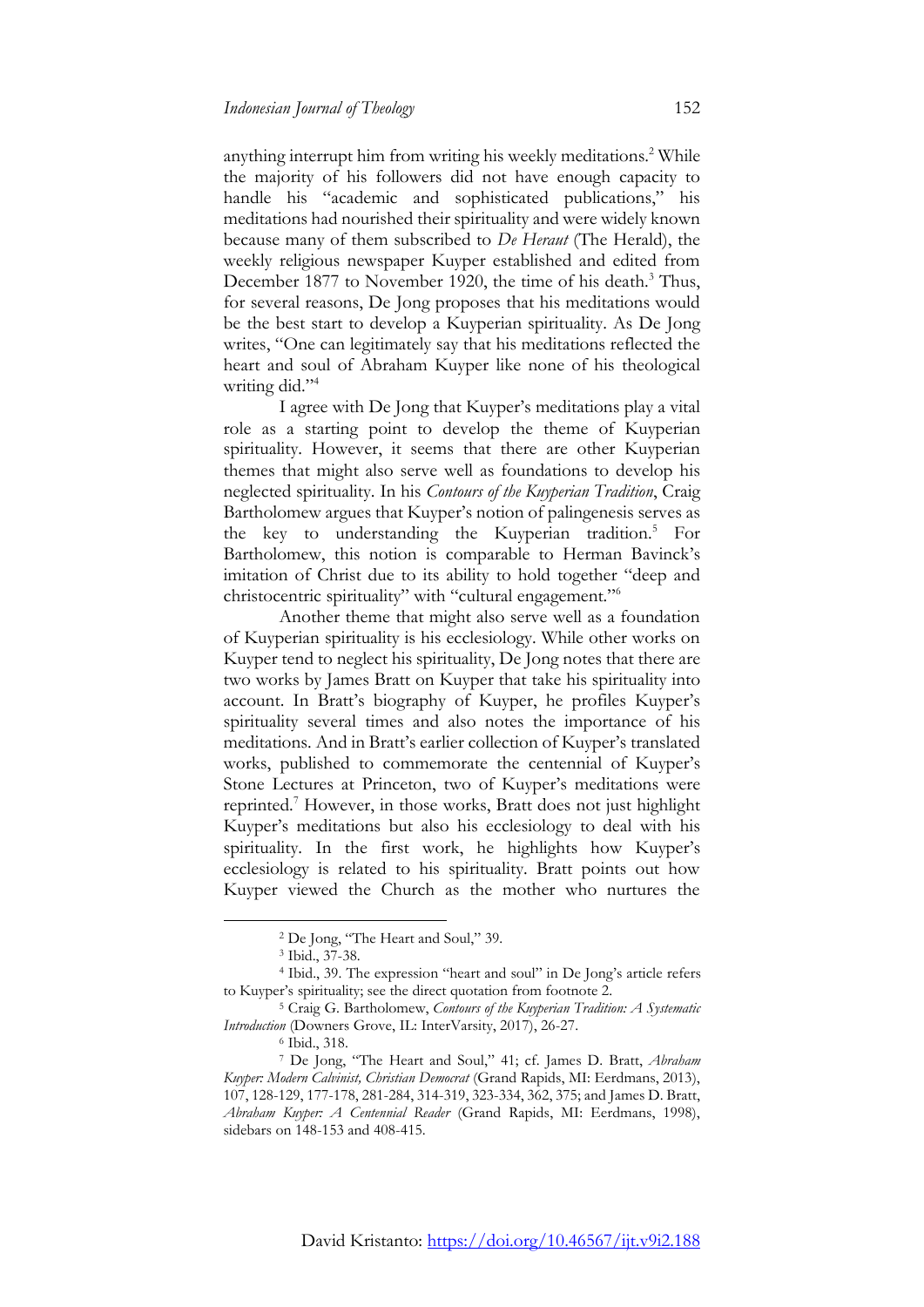anything interrupt him from writing his weekly meditations.[2] While the majority of his followers did not have enough capacity to handle his "academic and sophisticated publications," his meditations had nourished their spirituality and were widely known because many of them subscribed to *De Heraut* (The Herald), the weekly religious newspaper Kuyper established and edited from December 1877 to November 1920, the time of his death.[3] Thus, for several reasons, De Jong proposes that his meditations would be the best start to develop a Kuyperian spirituality. As De Jong writes, "One can legitimately say that his meditations reflected the heart and soul of Abraham Kuyper like none of his theological writing did."[4]

I agree with De Jong that Kuyper's meditations play a vital role as a starting point to develop the theme of Kuyperian spirituality. However, it seems that there are other Kuyperian themes that might also serve well as foundations to develop his neglected spirituality. In his *Contours of the Kuyperian Tradition*, Craig Bartholomew argues that Kuyper's notion of palingenesis serves as the key to understanding the Kuyperian tradition.[5] For Bartholomew, this notion is comparable to Herman Bavinck's imitation of Christ due to its ability to hold together "deep and christocentric spirituality" with "cultural engagement."[6]

Another theme that might also serve well as a foundation of Kuyperian spirituality is his ecclesiology. While other works on Kuyper tend to neglect his spirituality, De Jong notes that there are two works by James Bratt on Kuyper that take his spirituality into account. In Bratt's biography of Kuyper, he profiles Kuyper's spirituality several times and also notes the importance of his meditations. And in Bratt's earlier collection of Kuyper's translated works, published to commemorate the centennial of Kuyper's Stone Lectures at Princeton, two of Kuyper's meditations were reprinted.[7] However, in those works, Bratt does not just highlight Kuyper's meditations but also his ecclesiology to deal with his spirituality. In the first work, he highlights how Kuyper's ecclesiology is related to his spirituality. Bratt points out how Kuyper viewed the Church as the mother who nurtures the

---

[2] De Jong, "The Heart and Soul," 39.

[3] Ibid., 37-38.

[4] Ibid., 39. The expression "heart and soul" in De Jong's article refers to Kuyper's spirituality; see the direct quotation from footnote 2.

[5] Craig G. Bartholomew, *Contours of the Kuyperian Tradition: A Systematic Introduction* (Downers Grove, IL: InterVarsity, 2017), 26-27.

[6] Ibid., 318.

[7] De Jong, "The Heart and Soul," 41; cf. James D. Bratt, *Abraham Kuyper: Modern Calvinist, Christian Democrat* (Grand Rapids, MI: Eerdmans, 2013), 107, 128-129, 177-178, 281-284, 314-319, 323-334, 362, 375; and James D. Bratt, *Abraham Kuyper: A Centennial Reader* (Grand Rapids, MI: Eerdmans, 1998), sidebars on 148-153 and 408-415.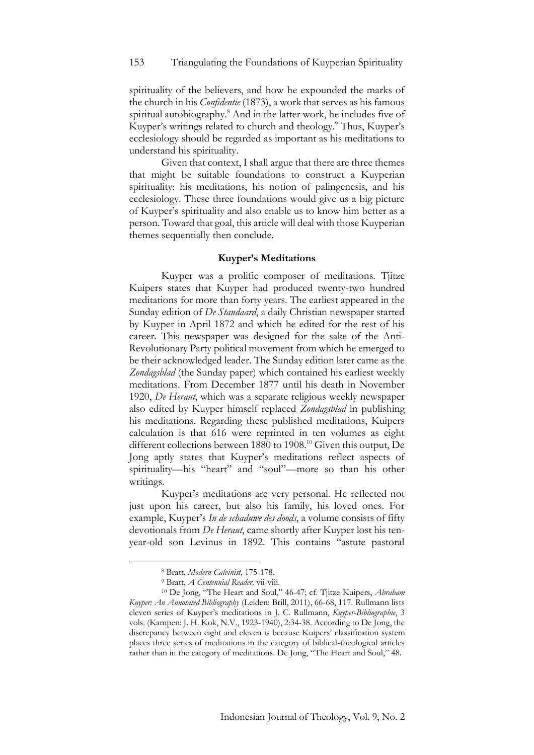spirituality of the believers, and how he expounded the marks of the church in his *Confidentie* (1873), a work that serves as his famous spiritual autobiography.[8] And in the latter work, he includes five of Kuyper's writings related to church and theology.[9] Thus, Kuyper's ecclesiology should be regarded as important as his meditations to understand his spirituality.

Given that context, I shall argue that there are three themes that might be suitable foundations to construct a Kuyperian spirituality: his meditations, his notion of palingenesis, and his ecclesiology. These three foundations would give us a big picture of Kuyper's spirituality and also enable us to know him better as a person. Toward that goal, this article will deal with those Kuyperian themes sequentially then conclude.

## Kuyper's Meditations

Kuyper was a prolific composer of meditations. Tjitze Kuipers states that Kuyper had produced twenty-two hundred meditations for more than forty years. The earliest appeared in the Sunday edition of *De Standaard*, a daily Christian newspaper started by Kuyper in April 1872 and which he edited for the rest of his career. This newspaper was designed for the sake of the Anti-Revolutionary Party political movement from which he emerged to be their acknowledged leader. The Sunday edition later came as the *Zondagsblad* (the Sunday paper) which contained his earliest weekly meditations. From December 1877 until his death in November 1920, *De Heraut*, which was a separate religious weekly newspaper also edited by Kuyper himself replaced *Zondagsblad* in publishing his meditations. Regarding these published meditations, Kuipers calculation is that 616 were reprinted in ten volumes as eight different collections between 1880 to 1908.[10] Given this output, De Jong aptly states that Kuyper's meditations reflect aspects of spirituality—his "heart" and "soul"—more so than his other writings.

Kuyper's meditations are very personal. He reflected not just upon his career, but also his family, his loved ones. For example, Kuyper's *In de schaduwe des doods*, a volume consists of fifty devotionals from *De Heraut*, came shortly after Kuyper lost his ten-year-old son Levinus in 1892. This contains "astute pastoral

---

[8] Bratt, *Modern Calvinist*, 175-178.

[9] Bratt, *A Centennial Reader,* vii-viii.

[10] De Jong, "The Heart and Soul," 46-47; cf. Tjitze Kuipers, *Abraham Kuyper: An Annotated Bibliography* (Leiden: Brill, 2011), 66-68, 117. Rullmann lists eleven series of Kuyper's meditations in J. C. Rullmann, *Kuyper-Bibliographie*, 3 vols. (Kampen: J. H. Kok, N.V., 1923-1940), 2:34-38. According to De Jong, the discrepancy between eight and eleven is because Kuipers' classification system places three series of meditations in the category of biblical-theological articles rather than in the category of meditations. De Jong, "The Heart and Soul," 48.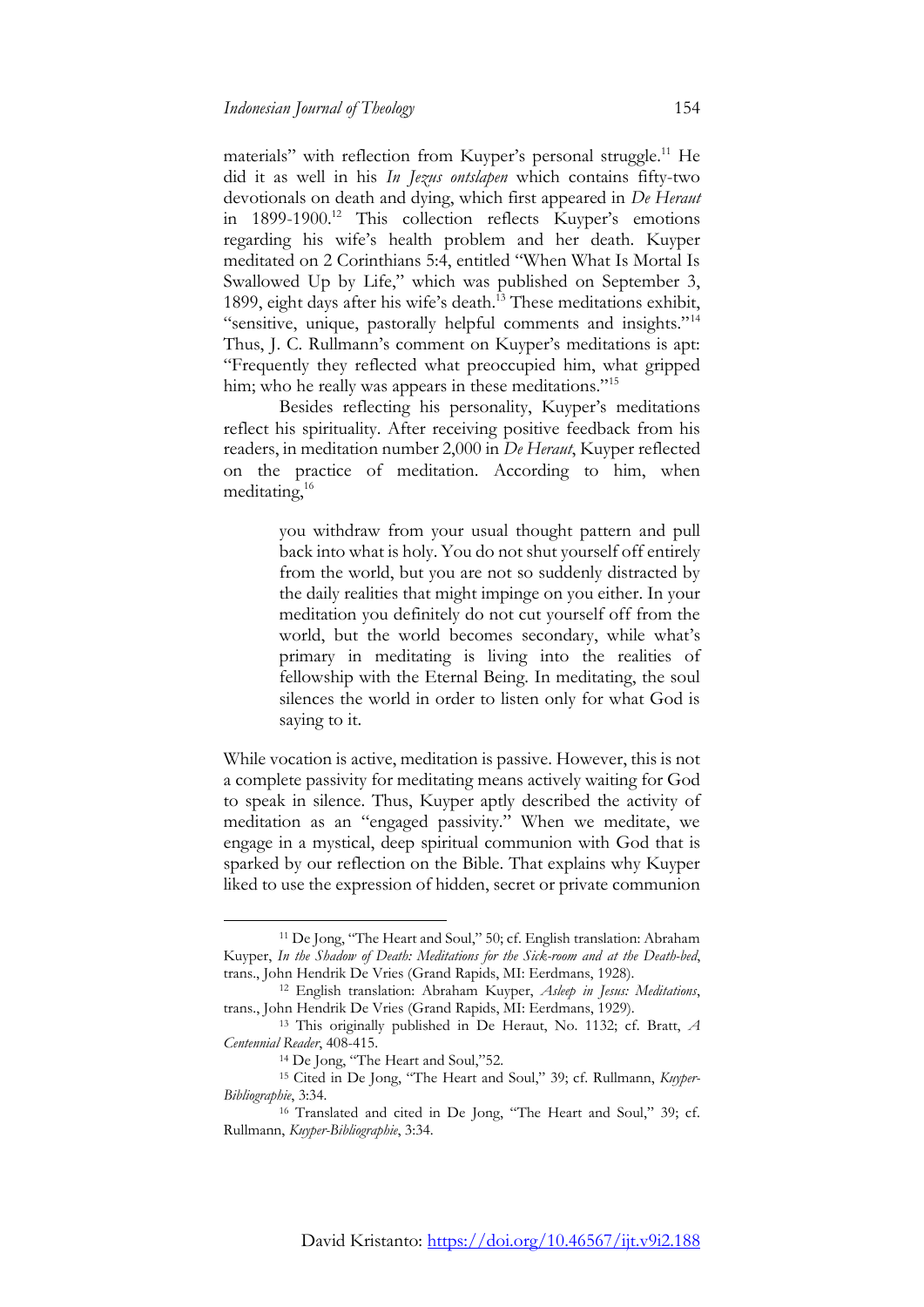materials" with reflection from Kuyper's personal struggle.[11] He did it as well in his *In Jezus ontslapen* which contains fifty-two devotionals on death and dying, which first appeared in *De Heraut* in 1899-1900.[12] This collection reflects Kuyper's emotions regarding his wife's health problem and her death. Kuyper meditated on 2 Corinthians 5:4, entitled "When What Is Mortal Is Swallowed Up by Life," which was published on September 3, 1899, eight days after his wife's death.[13] These meditations exhibit, "sensitive, unique, pastorally helpful comments and insights."[14] Thus, J. C. Rullmann's comment on Kuyper's meditations is apt: "Frequently they reflected what preoccupied him, what gripped him; who he really was appears in these meditations."[15]

Besides reflecting his personality, Kuyper's meditations reflect his spirituality. After receiving positive feedback from his readers, in meditation number 2,000 in *De Heraut*, Kuyper reflected on the practice of meditation. According to him, when meditating,[16]

> you withdraw from your usual thought pattern and pull back into what is holy. You do not shut yourself off entirely from the world, but you are not so suddenly distracted by the daily realities that might impinge on you either. In your meditation you definitely do not cut yourself off from the world, but the world becomes secondary, while what's primary in meditating is living into the realities of fellowship with the Eternal Being. In meditating, the soul silences the world in order to listen only for what God is saying to it.

While vocation is active, meditation is passive. However, this is not a complete passivity for meditating means actively waiting for God to speak in silence. Thus, Kuyper aptly described the activity of meditation as an "engaged passivity." When we meditate, we engage in a mystical, deep spiritual communion with God that is sparked by our reflection on the Bible. That explains why Kuyper liked to use the expression of hidden, secret or private communion

---

[11] De Jong, "The Heart and Soul," 50; cf. English translation: Abraham Kuyper, *In the Shadow of Death: Meditations for the Sick-room and at the Death-bed*, trans., John Hendrik De Vries (Grand Rapids, MI: Eerdmans, 1928).

[12] English translation: Abraham Kuyper, *Asleep in Jesus: Meditations*, trans., John Hendrik De Vries (Grand Rapids, MI: Eerdmans, 1929).

[13] This originally published in De Heraut, No. 1132; cf. Bratt, *A Centennial Reader*, 408-415.

[14] De Jong, "The Heart and Soul,"52.

[15] Cited in De Jong, "The Heart and Soul," 39; cf. Rullmann, *Kuyper-Bibliographie*, 3:34.

[16] Translated and cited in De Jong, "The Heart and Soul," 39; cf. Rullmann, *Kuyper-Bibliographie*, 3:34.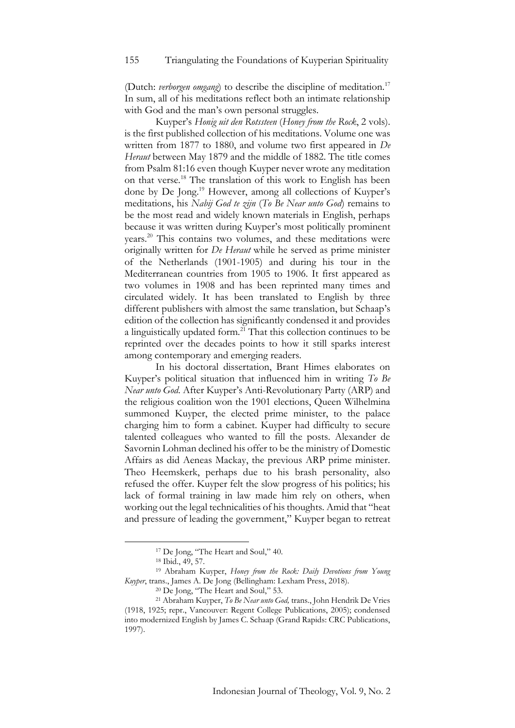(Dutch: *verborgen omgang*) to describe the discipline of meditation.[17] In sum, all of his meditations reflect both an intimate relationship with God and the man's own personal struggles.

Kuyper's *Honig uit den Rotssteen* (*Honey from the Rock*, 2 vols). is the first published collection of his meditations. Volume one was written from 1877 to 1880, and volume two first appeared in *De Heraut* between May 1879 and the middle of 1882. The title comes from Psalm 81:16 even though Kuyper never wrote any meditation on that verse.[18] The translation of this work to English has been done by De Jong.[19] However, among all collections of Kuyper's meditations, his *Nabij God te zijn* (*To Be Near unto God*) remains to be the most read and widely known materials in English, perhaps because it was written during Kuyper's most politically prominent years.[20] This contains two volumes, and these meditations were originally written for *De Heraut* while he served as prime minister of the Netherlands (1901-1905) and during his tour in the Mediterranean countries from 1905 to 1906. It first appeared as two volumes in 1908 and has been reprinted many times and circulated widely. It has been translated to English by three different publishers with almost the same translation, but Schaap's edition of the collection has significantly condensed it and provides a linguistically updated form.[21] That this collection continues to be reprinted over the decades points to how it still sparks interest among contemporary and emerging readers.

In his doctoral dissertation, Brant Himes elaborates on Kuyper's political situation that influenced him in writing *To Be Near unto God*. After Kuyper's Anti-Revolutionary Party (ARP) and the religious coalition won the 1901 elections, Queen Wilhelmina summoned Kuyper, the elected prime minister, to the palace charging him to form a cabinet. Kuyper had difficulty to secure talented colleagues who wanted to fill the posts. Alexander de Savornin Lohman declined his offer to be the ministry of Domestic Affairs as did Aeneas Mackay, the previous ARP prime minister. Theo Heemskerk, perhaps due to his brash personality, also refused the offer. Kuyper felt the slow progress of his politics; his lack of formal training in law made him rely on others, when working out the legal technicalities of his thoughts. Amid that "heat and pressure of leading the government," Kuyper began to retreat

[17] De Jong, "The Heart and Soul," 40.

[18] Ibid., 49, 57.

[19] Abraham Kuyper, *Honey from the Rock: Daily Devotions from Young Kuyper*, trans., James A. De Jong (Bellingham: Lexham Press, 2018).

[20] De Jong, "The Heart and Soul," 53.

[21] Abraham Kuyper, *To Be Near unto God,* trans., John Hendrik De Vries (1918, 1925; repr., Vancouver: Regent College Publications, 2005); condensed into modernized English by James C. Schaap (Grand Rapids: CRC Publications, 1997).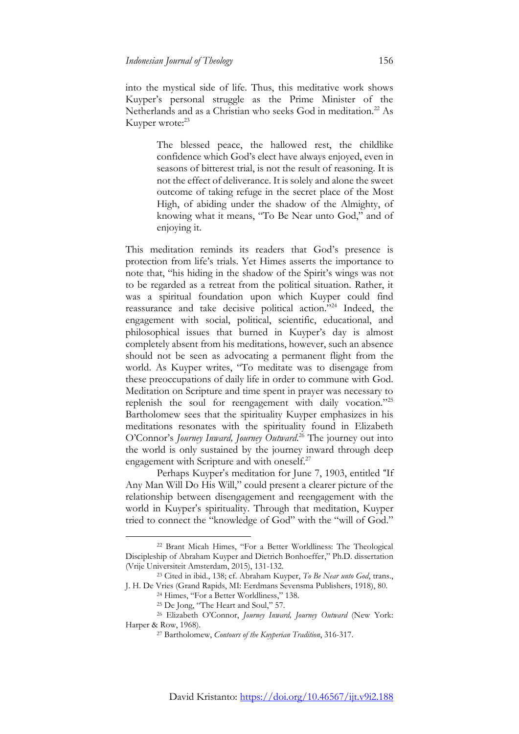into the mystical side of life. Thus, this meditative work shows Kuyper's personal struggle as the Prime Minister of the Netherlands and as a Christian who seeks God in meditation.[22] As Kuyper wrote:[23]

> The blessed peace, the hallowed rest, the childlike confidence which God's elect have always enjoyed, even in seasons of bitterest trial, is not the result of reasoning. It is not the effect of deliverance. It is solely and alone the sweet outcome of taking refuge in the secret place of the Most High, of abiding under the shadow of the Almighty, of knowing what it means, "To Be Near unto God," and of enjoying it.

This meditation reminds its readers that God's presence is protection from life's trials. Yet Himes asserts the importance to note that, "his hiding in the shadow of the Spirit's wings was not to be regarded as a retreat from the political situation. Rather, it was a spiritual foundation upon which Kuyper could find reassurance and take decisive political action."[24] Indeed, the engagement with social, political, scientific, educational, and philosophical issues that burned in Kuyper's day is almost completely absent from his meditations, however, such an absence should not be seen as advocating a permanent flight from the world. As Kuyper writes, "To meditate was to disengage from these preoccupations of daily life in order to commune with God. Meditation on Scripture and time spent in prayer was necessary to replenish the soul for reengagement with daily vocation."[25] Bartholomew sees that the spirituality Kuyper emphasizes in his meditations resonates with the spirituality found in Elizabeth O'Connor's *Journey Inward, Journey Outward*.[26] The journey out into the world is only sustained by the journey inward through deep engagement with Scripture and with oneself.[27]

Perhaps Kuyper's meditation for June 7, 1903, entitled "If Any Man Will Do His Will," could present a clearer picture of the relationship between disengagement and reengagement with the world in Kuyper's spirituality. Through that meditation, Kuyper tried to connect the "knowledge of God" with the "will of God."

---

[22] Brant Micah Himes, "For a Better Worldliness: The Theological Discipleship of Abraham Kuyper and Dietrich Bonhoeffer," Ph.D. dissertation (Vrije Universiteit Amsterdam, 2015), 131-132.

[23] Cited in ibid., 138; cf. Abraham Kuyper, *To Be Near unto God*, trans., J. H. De Vries (Grand Rapids, MI: Eerdmans Sevensma Publishers, 1918), 80.

[24] Himes, "For a Better Worldliness," 138.

[25] De Jong, "The Heart and Soul," 57.

[26] Elizabeth O'Connor, *Journey Inward, Journey Outward* (New York: Harper & Row, 1968).

[27] Bartholomew, *Contours of the Kuyperian Tradition*, 316-317.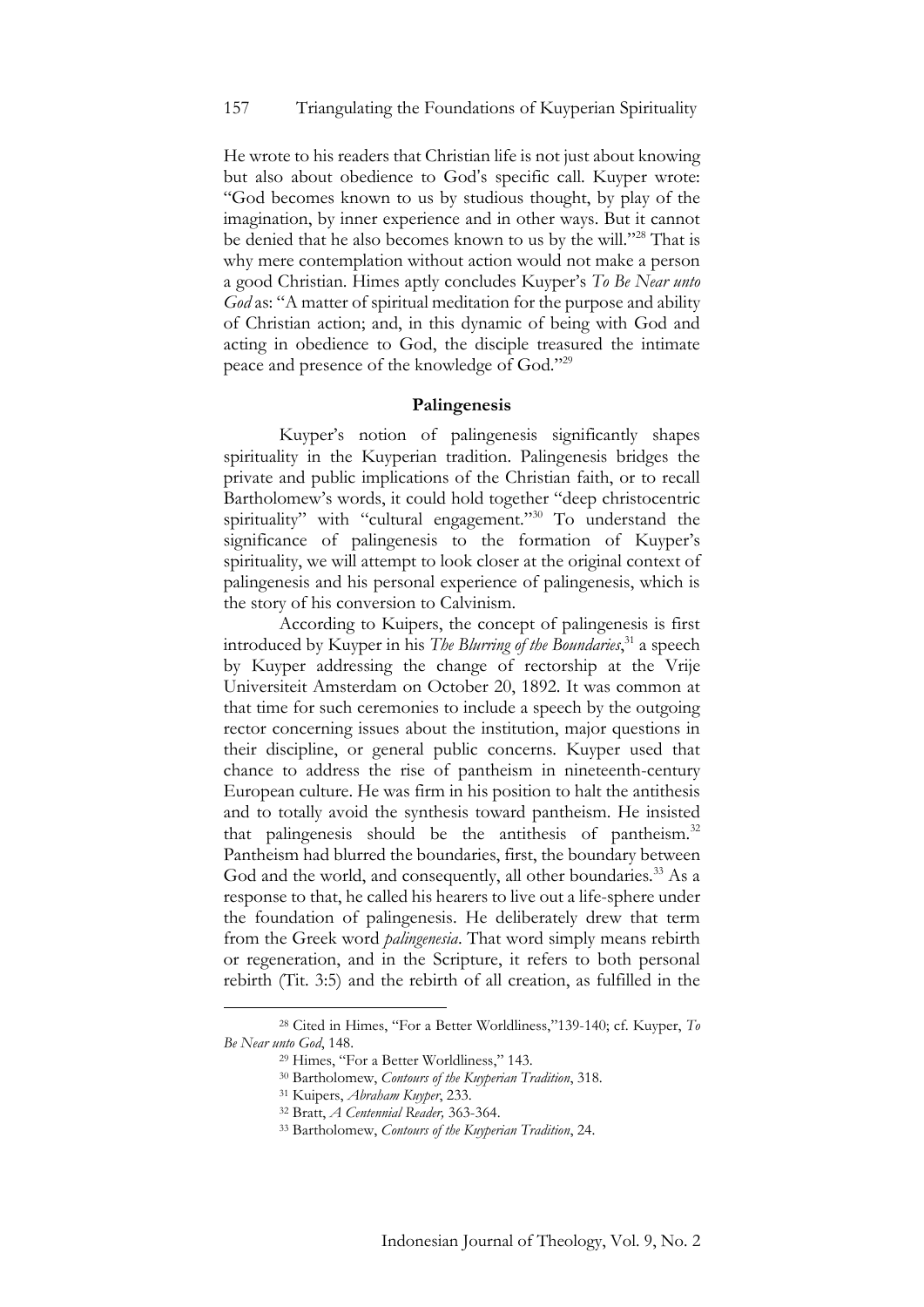He wrote to his readers that Christian life is not just about knowing but also about obedience to God's specific call. Kuyper wrote: "God becomes known to us by studious thought, by play of the imagination, by inner experience and in other ways. But it cannot be denied that he also becomes known to us by the will."[28] That is why mere contemplation without action would not make a person a good Christian. Himes aptly concludes Kuyper's *To Be Near unto God* as: "A matter of spiritual meditation for the purpose and ability of Christian action; and, in this dynamic of being with God and acting in obedience to God, the disciple treasured the intimate peace and presence of the knowledge of God."[29]

### Palingenesis

Kuyper's notion of palingenesis significantly shapes spirituality in the Kuyperian tradition. Palingenesis bridges the private and public implications of the Christian faith, or to recall Bartholomew's words, it could hold together "deep christocentric spirituality" with "cultural engagement."[30] To understand the significance of palingenesis to the formation of Kuyper's spirituality, we will attempt to look closer at the original context of palingenesis and his personal experience of palingenesis, which is the story of his conversion to Calvinism.

According to Kuipers, the concept of palingenesis is first introduced by Kuyper in his *The Blurring of the Boundaries*,[31] a speech by Kuyper addressing the change of rectorship at the Vrije Universiteit Amsterdam on October 20, 1892. It was common at that time for such ceremonies to include a speech by the outgoing rector concerning issues about the institution, major questions in their discipline, or general public concerns. Kuyper used that chance to address the rise of pantheism in nineteenth-century European culture. He was firm in his position to halt the antithesis and to totally avoid the synthesis toward pantheism. He insisted that palingenesis should be the antithesis of pantheism.[32] Pantheism had blurred the boundaries, first, the boundary between God and the world, and consequently, all other boundaries.[33] As a response to that, he called his hearers to live out a life-sphere under the foundation of palingenesis. He deliberately drew that term from the Greek word *palingenesia*. That word simply means rebirth or regeneration, and in the Scripture, it refers to both personal rebirth (Tit. 3:5) and the rebirth of all creation, as fulfilled in the

---

[28] Cited in Himes, "For a Better Worldliness,"139-140; cf. Kuyper, *To Be Near unto God*, 148.

[29] Himes, "For a Better Worldliness," 143.

[30] Bartholomew, *Contours of the Kuyperian Tradition*, 318.

[31] Kuipers, *Abraham Kuyper*, 233.

[32] Bratt, *A Centennial Reader,* 363-364.

[33] Bartholomew, *Contours of the Kuyperian Tradition*, 24.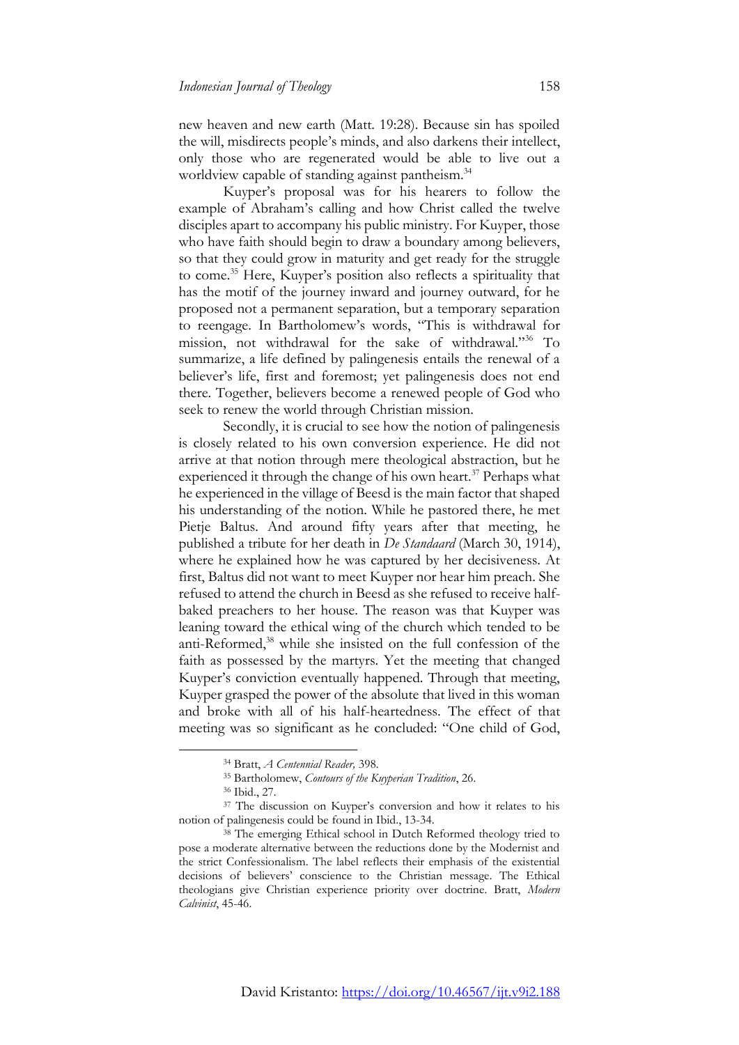new heaven and new earth (Matt. 19:28). Because sin has spoiled the will, misdirects people's minds, and also darkens their intellect, only those who are regenerated would be able to live out a worldview capable of standing against pantheism.[34]

Kuyper's proposal was for his hearers to follow the example of Abraham's calling and how Christ called the twelve disciples apart to accompany his public ministry. For Kuyper, those who have faith should begin to draw a boundary among believers, so that they could grow in maturity and get ready for the struggle to come.[35] Here, Kuyper's position also reflects a spirituality that has the motif of the journey inward and journey outward, for he proposed not a permanent separation, but a temporary separation to reengage. In Bartholomew's words, "This is withdrawal for mission, not withdrawal for the sake of withdrawal."[36] To summarize, a life defined by palingenesis entails the renewal of a believer's life, first and foremost; yet palingenesis does not end there. Together, believers become a renewed people of God who seek to renew the world through Christian mission.

Secondly, it is crucial to see how the notion of palingenesis is closely related to his own conversion experience. He did not arrive at that notion through mere theological abstraction, but he experienced it through the change of his own heart.[37] Perhaps what he experienced in the village of Beesd is the main factor that shaped his understanding of the notion. While he pastored there, he met Pietje Baltus. And around fifty years after that meeting, he published a tribute for her death in *De Standaard* (March 30, 1914), where he explained how he was captured by her decisiveness. At first, Baltus did not want to meet Kuyper nor hear him preach. She refused to attend the church in Beesd as she refused to receive half-baked preachers to her house. The reason was that Kuyper was leaning toward the ethical wing of the church which tended to be anti-Reformed,[38] while she insisted on the full confession of the faith as possessed by the martyrs. Yet the meeting that changed Kuyper's conviction eventually happened. Through that meeting, Kuyper grasped the power of the absolute that lived in this woman and broke with all of his half-heartedness. The effect of that meeting was so significant as he concluded: "One child of God,

---

[34] Bratt, *A Centennial Reader,* 398.

[35] Bartholomew, *Contours of the Kuyperian Tradition*, 26.

[36] Ibid., 27.

[37] The discussion on Kuyper's conversion and how it relates to his notion of palingenesis could be found in Ibid., 13-34.

[38] The emerging Ethical school in Dutch Reformed theology tried to pose a moderate alternative between the reductions done by the Modernist and the strict Confessionalism. The label reflects their emphasis of the existential decisions of believers' conscience to the Christian message. The Ethical theologians give Christian experience priority over doctrine. Bratt, *Modern Calvinist*, 45-46.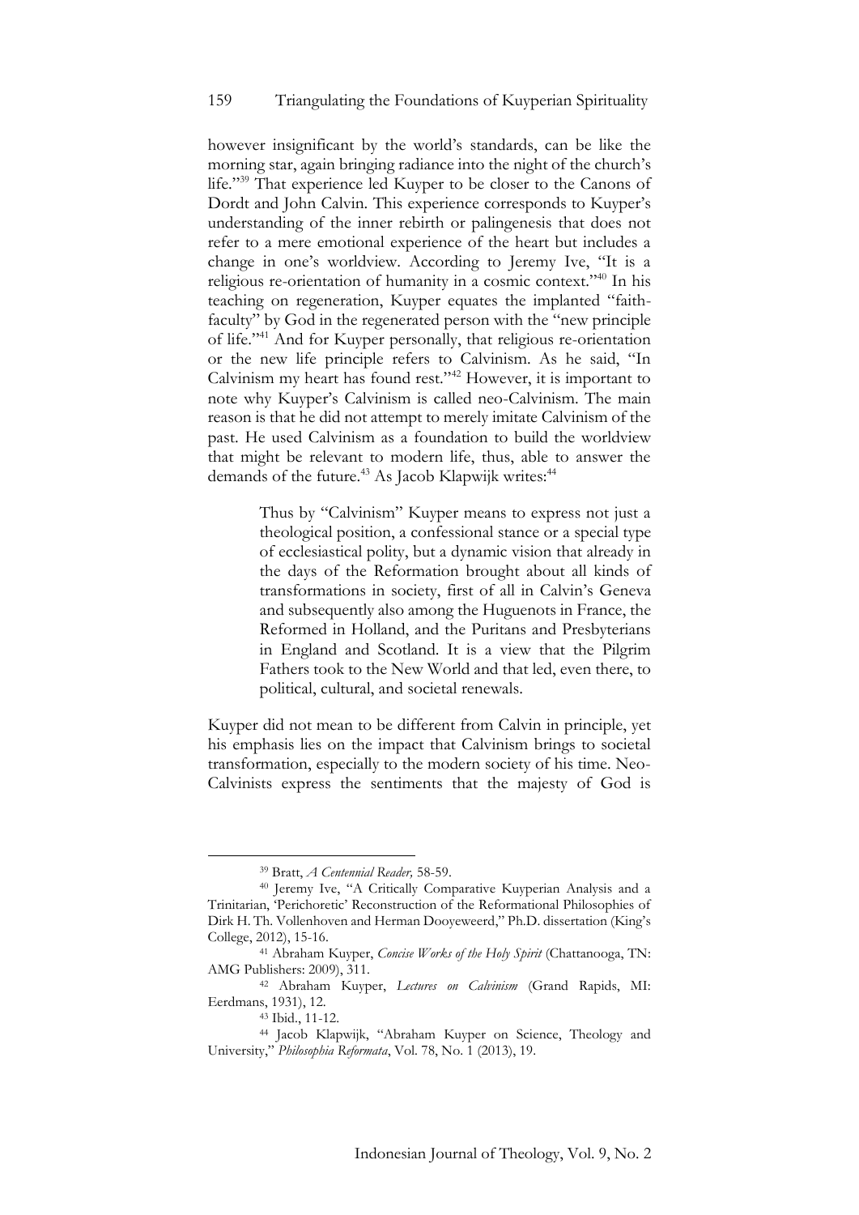however insignificant by the world's standards, can be like the morning star, again bringing radiance into the night of the church's life."[39] That experience led Kuyper to be closer to the Canons of Dordt and John Calvin. This experience corresponds to Kuyper's understanding of the inner rebirth or palingenesis that does not refer to a mere emotional experience of the heart but includes a change in one's worldview. According to Jeremy Ive, "It is a religious re-orientation of humanity in a cosmic context."[40] In his teaching on regeneration, Kuyper equates the implanted "faith-faculty" by God in the regenerated person with the "new principle of life."[41] And for Kuyper personally, that religious re-orientation or the new life principle refers to Calvinism. As he said, "In Calvinism my heart has found rest."[42] However, it is important to note why Kuyper's Calvinism is called neo-Calvinism. The main reason is that he did not attempt to merely imitate Calvinism of the past. He used Calvinism as a foundation to build the worldview that might be relevant to modern life, thus, able to answer the demands of the future.[43] As Jacob Klapwijk writes:[44]

> Thus by "Calvinism" Kuyper means to express not just a theological position, a confessional stance or a special type of ecclesiastical polity, but a dynamic vision that already in the days of the Reformation brought about all kinds of transformations in society, first of all in Calvin's Geneva and subsequently also among the Huguenots in France, the Reformed in Holland, and the Puritans and Presbyterians in England and Scotland. It is a view that the Pilgrim Fathers took to the New World and that led, even there, to political, cultural, and societal renewals.

Kuyper did not mean to be different from Calvin in principle, yet his emphasis lies on the impact that Calvinism brings to societal transformation, especially to the modern society of his time. Neo-Calvinists express the sentiments that the majesty of God is

---

[39] Bratt, *A Centennial Reader,* 58-59.

[40] Jeremy Ive, "A Critically Comparative Kuyperian Analysis and a Trinitarian, 'Perichoretic' Reconstruction of the Reformational Philosophies of Dirk H. Th. Vollenhoven and Herman Dooyeweerd," Ph.D. dissertation (King's College, 2012), 15-16.

[41] Abraham Kuyper, *Concise Works of the Holy Spirit* (Chattanooga, TN: AMG Publishers: 2009), 311.

[42] Abraham Kuyper, *Lectures on Calvinism* (Grand Rapids, MI: Eerdmans, 1931), 12.

[43] Ibid., 11-12.

[44] Jacob Klapwijk, "Abraham Kuyper on Science, Theology and University," *Philosophia Reformata*, Vol. 78, No. 1 (2013), 19.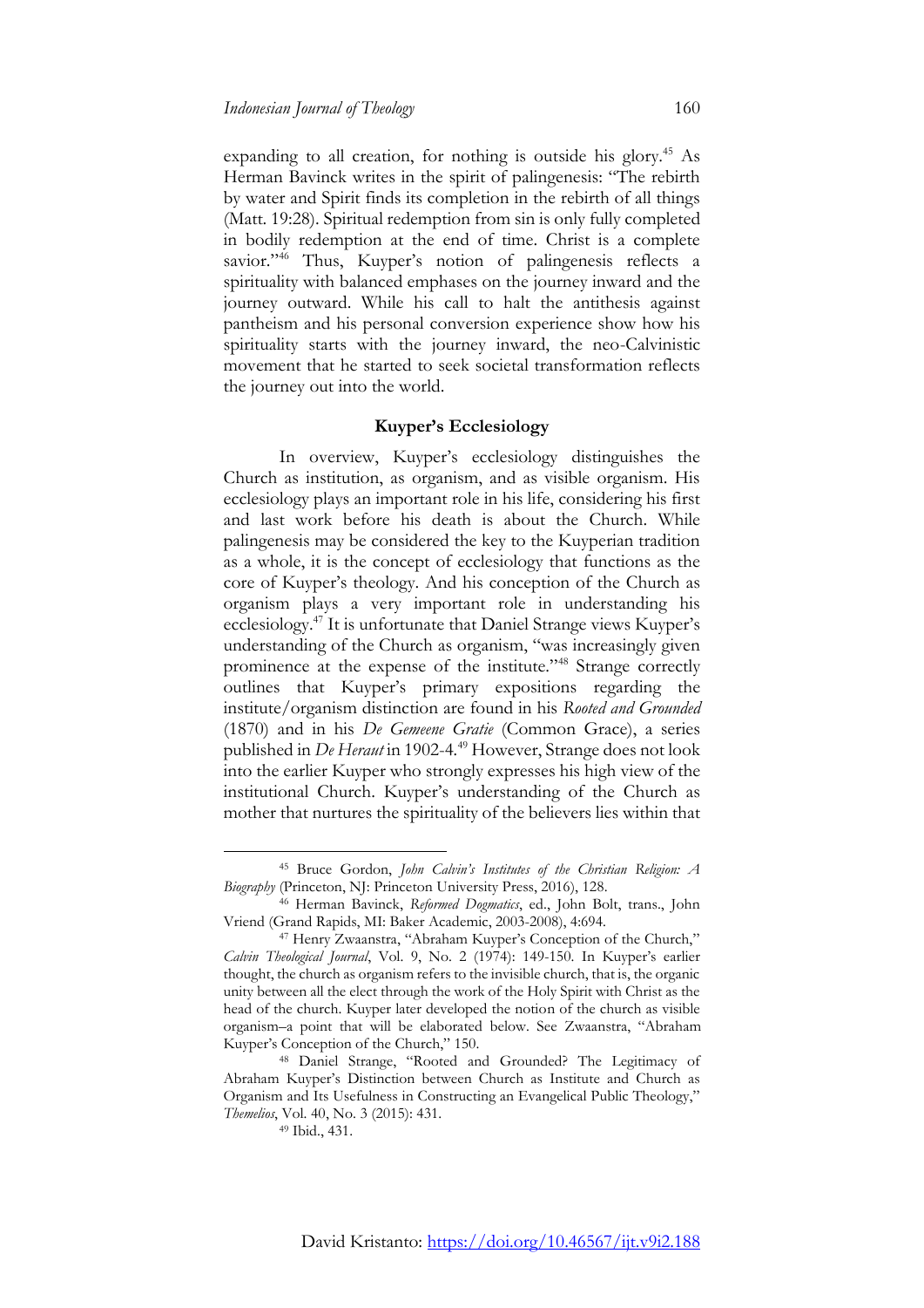expanding to all creation, for nothing is outside his glory.[45] As Herman Bavinck writes in the spirit of palingenesis: "The rebirth by water and Spirit finds its completion in the rebirth of all things (Matt. 19:28). Spiritual redemption from sin is only fully completed in bodily redemption at the end of time. Christ is a complete savior."[46] Thus, Kuyper's notion of palingenesis reflects a spirituality with balanced emphases on the journey inward and the journey outward. While his call to halt the antithesis against pantheism and his personal conversion experience show how his spirituality starts with the journey inward, the neo-Calvinistic movement that he started to seek societal transformation reflects the journey out into the world.

## Kuyper's Ecclesiology

In overview, Kuyper's ecclesiology distinguishes the Church as institution, as organism, and as visible organism. His ecclesiology plays an important role in his life, considering his first and last work before his death is about the Church. While palingenesis may be considered the key to the Kuyperian tradition as a whole, it is the concept of ecclesiology that functions as the core of Kuyper's theology. And his conception of the Church as organism plays a very important role in understanding his ecclesiology.[47] It is unfortunate that Daniel Strange views Kuyper's understanding of the Church as organism, "was increasingly given prominence at the expense of the institute."[48] Strange correctly outlines that Kuyper's primary expositions regarding the institute/organism distinction are found in his *Rooted and Grounded* (1870) and in his *De Gemeene Gratie* (Common Grace), a series published in *De Heraut* in 1902-4.[49] However, Strange does not look into the earlier Kuyper who strongly expresses his high view of the institutional Church. Kuyper's understanding of the Church as mother that nurtures the spirituality of the believers lies within that

---

[45] Bruce Gordon, *John Calvin's Institutes of the Christian Religion: A Biography* (Princeton, NJ: Princeton University Press, 2016), 128.

[46] Herman Bavinck, *Reformed Dogmatics*, ed., John Bolt, trans., John Vriend (Grand Rapids, MI: Baker Academic, 2003-2008), 4:694.

[47] Henry Zwaanstra, "Abraham Kuyper's Conception of the Church," *Calvin Theological Journal*, Vol. 9, No. 2 (1974): 149-150. In Kuyper's earlier thought, the church as organism refers to the invisible church, that is, the organic unity between all the elect through the work of the Holy Spirit with Christ as the head of the church. Kuyper later developed the notion of the church as visible organism–a point that will be elaborated below. See Zwaanstra, "Abraham Kuyper's Conception of the Church," 150.

[48] Daniel Strange, "Rooted and Grounded? The Legitimacy of Abraham Kuyper's Distinction between Church as Institute and Church as Organism and Its Usefulness in Constructing an Evangelical Public Theology," *Themelios*, Vol. 40, No. 3 (2015): 431.

[49] Ibid., 431.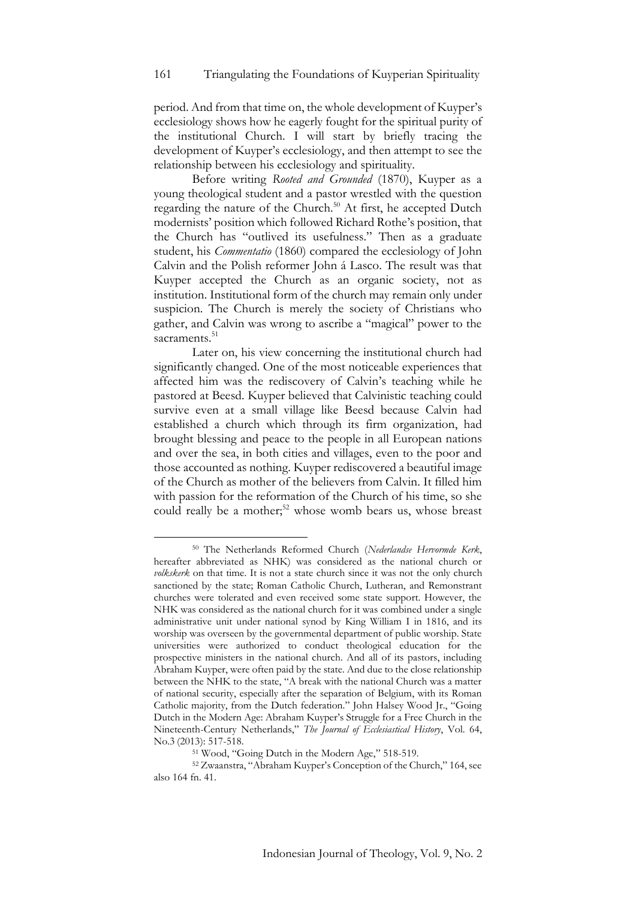period. And from that time on, the whole development of Kuyper's ecclesiology shows how he eagerly fought for the spiritual purity of the institutional Church. I will start by briefly tracing the development of Kuyper's ecclesiology, and then attempt to see the relationship between his ecclesiology and spirituality.

Before writing *Rooted and Grounded* (1870), Kuyper as a young theological student and a pastor wrestled with the question regarding the nature of the Church.[50] At first, he accepted Dutch modernists' position which followed Richard Rothe's position, that the Church has "outlived its usefulness." Then as a graduate student, his *Commentatio* (1860) compared the ecclesiology of John Calvin and the Polish reformer John á Lasco. The result was that Kuyper accepted the Church as an organic society, not as institution. Institutional form of the church may remain only under suspicion. The Church is merely the society of Christians who gather, and Calvin was wrong to ascribe a "magical" power to the sacraments.[51]

Later on, his view concerning the institutional church had significantly changed. One of the most noticeable experiences that affected him was the rediscovery of Calvin's teaching while he pastored at Beesd. Kuyper believed that Calvinistic teaching could survive even at a small village like Beesd because Calvin had established a church which through its firm organization, had brought blessing and peace to the people in all European nations and over the sea, in both cities and villages, even to the poor and those accounted as nothing. Kuyper rediscovered a beautiful image of the Church as mother of the believers from Calvin. It filled him with passion for the reformation of the Church of his time, so she could really be a mother;[52] whose womb bears us, whose breast

---

[50] The Netherlands Reformed Church (*Nederlandse Hervormde Kerk*, hereafter abbreviated as NHK) was considered as the national church or *volkskerk* on that time. It is not a state church since it was not the only church sanctioned by the state; Roman Catholic Church, Lutheran, and Remonstrant churches were tolerated and even received some state support. However, the NHK was considered as the national church for it was combined under a single administrative unit under national synod by King William I in 1816, and its worship was overseen by the governmental department of public worship. State universities were authorized to conduct theological education for the prospective ministers in the national church. And all of its pastors, including Abraham Kuyper, were often paid by the state. And due to the close relationship between the NHK to the state, "A break with the national Church was a matter of national security, especially after the separation of Belgium, with its Roman Catholic majority, from the Dutch federation." John Halsey Wood Jr., "Going Dutch in the Modern Age: Abraham Kuyper's Struggle for a Free Church in the Nineteenth-Century Netherlands," *The Journal of Ecclesiastical History*, Vol. 64, No.3 (2013): 517-518.

[51] Wood, "Going Dutch in the Modern Age," 518-519.

[52] Zwaanstra, "Abraham Kuyper's Conception of the Church," 164, see also 164 fn. 41.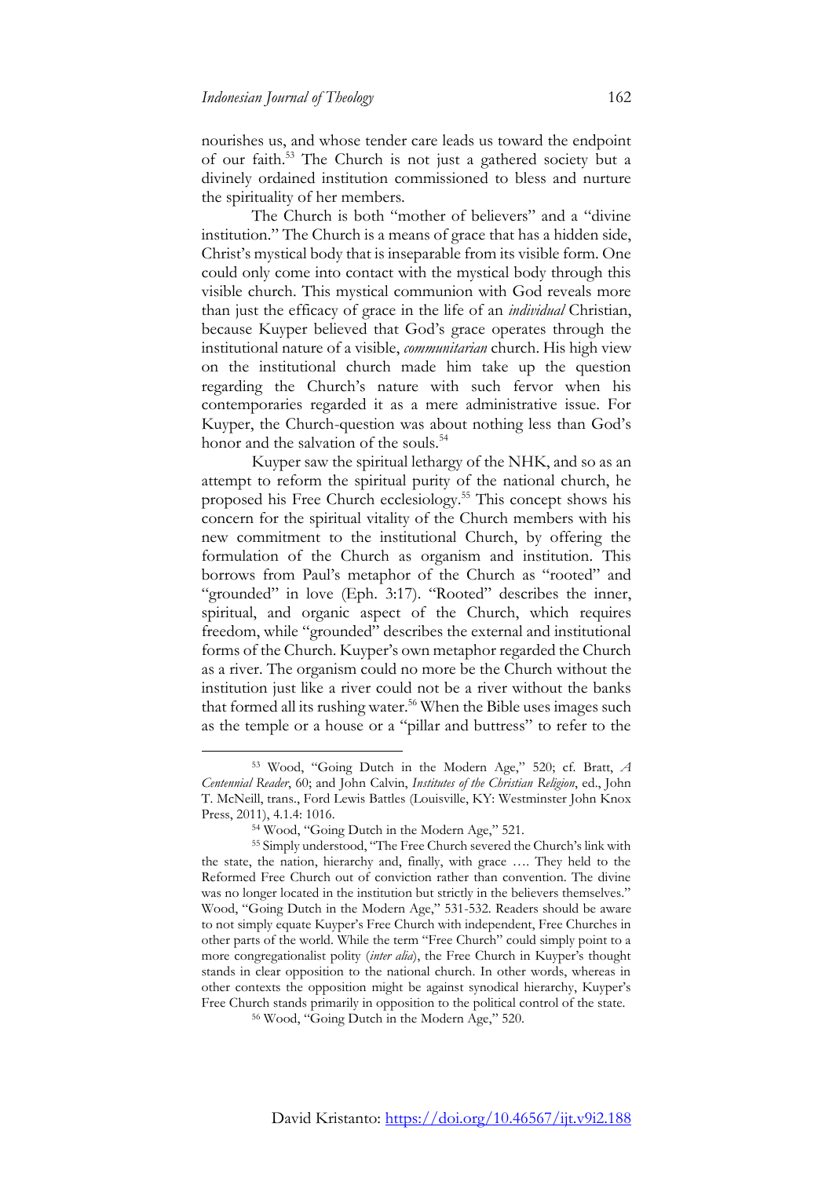nourishes us, and whose tender care leads us toward the endpoint of our faith.[53] The Church is not just a gathered society but a divinely ordained institution commissioned to bless and nurture the spirituality of her members.

The Church is both "mother of believers" and a "divine institution." The Church is a means of grace that has a hidden side, Christ's mystical body that is inseparable from its visible form. One could only come into contact with the mystical body through this visible church. This mystical communion with God reveals more than just the efficacy of grace in the life of an *individual* Christian, because Kuyper believed that God's grace operates through the institutional nature of a visible, *communitarian* church. His high view on the institutional church made him take up the question regarding the Church's nature with such fervor when his contemporaries regarded it as a mere administrative issue. For Kuyper, the Church-question was about nothing less than God's honor and the salvation of the souls.[54]

Kuyper saw the spiritual lethargy of the NHK, and so as an attempt to reform the spiritual purity of the national church, he proposed his Free Church ecclesiology.[55] This concept shows his concern for the spiritual vitality of the Church members with his new commitment to the institutional Church, by offering the formulation of the Church as organism and institution. This borrows from Paul's metaphor of the Church as "rooted" and "grounded" in love (Eph. 3:17). "Rooted" describes the inner, spiritual, and organic aspect of the Church, which requires freedom, while "grounded" describes the external and institutional forms of the Church. Kuyper's own metaphor regarded the Church as a river. The organism could no more be the Church without the institution just like a river could not be a river without the banks that formed all its rushing water.[56] When the Bible uses images such as the temple or a house or a "pillar and buttress" to refer to the

---

[53] Wood, "Going Dutch in the Modern Age," 520; cf. Bratt, *A Centennial Reader*, 60; and John Calvin, *Institutes of the Christian Religion*, ed., John T. McNeill, trans., Ford Lewis Battles (Louisville, KY: Westminster John Knox Press, 2011), 4.1.4: 1016.

[54] Wood, "Going Dutch in the Modern Age," 521.

[55] Simply understood, "The Free Church severed the Church's link with the state, the nation, hierarchy and, finally, with grace …. They held to the Reformed Free Church out of conviction rather than convention. The divine was no longer located in the institution but strictly in the believers themselves." Wood, "Going Dutch in the Modern Age," 531-532. Readers should be aware to not simply equate Kuyper's Free Church with independent, Free Churches in other parts of the world. While the term "Free Church" could simply point to a more congregationalist polity (*inter alia*), the Free Church in Kuyper's thought stands in clear opposition to the national church. In other words, whereas in other contexts the opposition might be against synodical hierarchy, Kuyper's Free Church stands primarily in opposition to the political control of the state.

[56] Wood, "Going Dutch in the Modern Age," 520.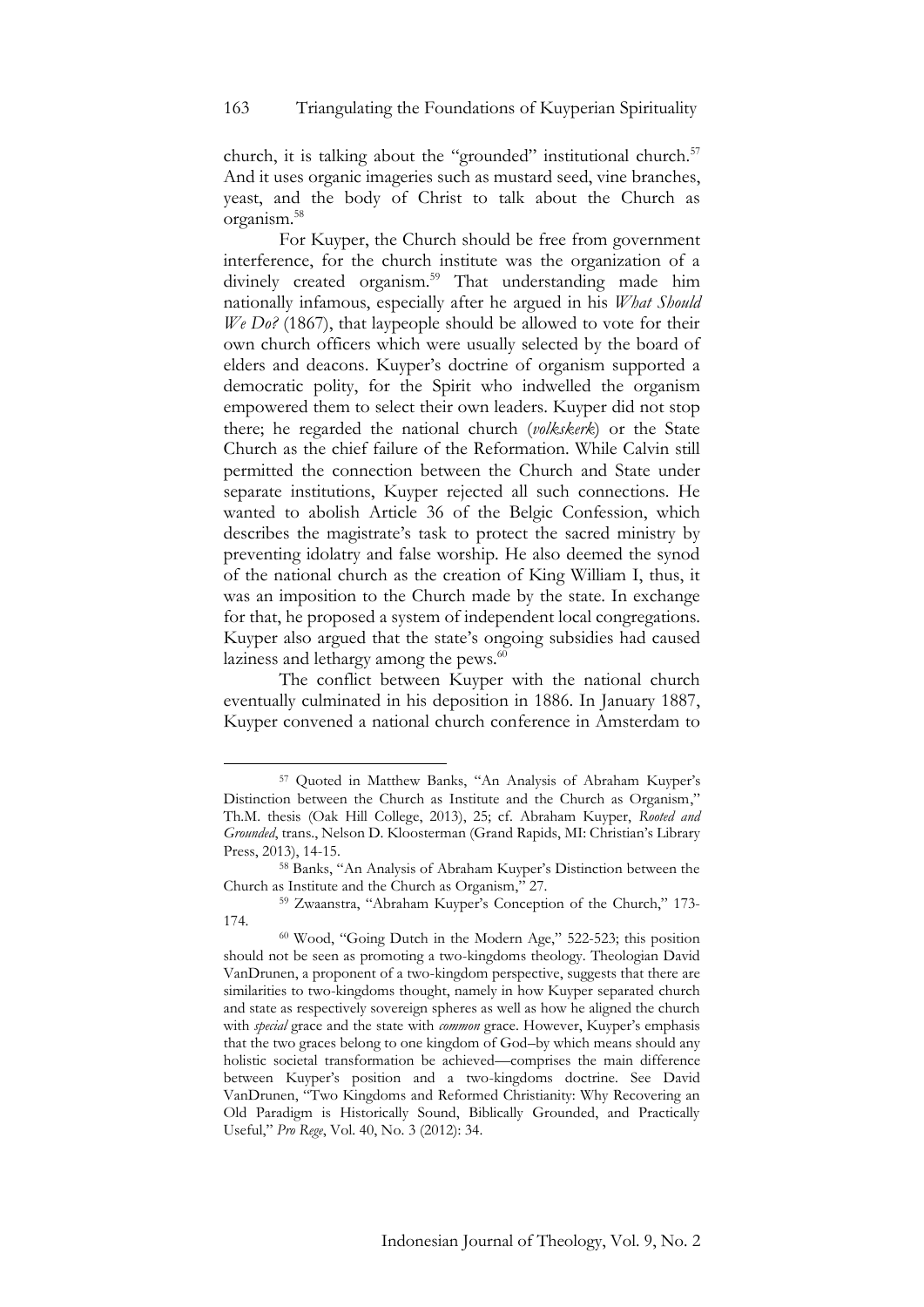church, it is talking about the "grounded" institutional church.[57] And it uses organic imageries such as mustard seed, vine branches, yeast, and the body of Christ to talk about the Church as organism.[58]

For Kuyper, the Church should be free from government interference, for the church institute was the organization of a divinely created organism.[59] That understanding made him nationally infamous, especially after he argued in his *What Should We Do?* (1867), that laypeople should be allowed to vote for their own church officers which were usually selected by the board of elders and deacons. Kuyper's doctrine of organism supported a democratic polity, for the Spirit who indwelled the organism empowered them to select their own leaders. Kuyper did not stop there; he regarded the national church (*volkskerk*) or the State Church as the chief failure of the Reformation. While Calvin still permitted the connection between the Church and State under separate institutions, Kuyper rejected all such connections. He wanted to abolish Article 36 of the Belgic Confession, which describes the magistrate's task to protect the sacred ministry by preventing idolatry and false worship. He also deemed the synod of the national church as the creation of King William I, thus, it was an imposition to the Church made by the state. In exchange for that, he proposed a system of independent local congregations. Kuyper also argued that the state's ongoing subsidies had caused laziness and lethargy among the pews.[60]

The conflict between Kuyper with the national church eventually culminated in his deposition in 1886. In January 1887, Kuyper convened a national church conference in Amsterdam to

---

[57] Quoted in Matthew Banks, "An Analysis of Abraham Kuyper's Distinction between the Church as Institute and the Church as Organism," Th.M. thesis (Oak Hill College, 2013), 25; cf. Abraham Kuyper, *Rooted and Grounded*, trans., Nelson D. Kloosterman (Grand Rapids, MI: Christian's Library Press, 2013), 14-15.

[58] Banks, "An Analysis of Abraham Kuyper's Distinction between the Church as Institute and the Church as Organism," 27.

[59] Zwaanstra, "Abraham Kuyper's Conception of the Church," 173-174.

[60] Wood, "Going Dutch in the Modern Age," 522-523; this position should not be seen as promoting a two-kingdoms theology. Theologian David VanDrunen, a proponent of a two-kingdom perspective, suggests that there are similarities to two-kingdoms thought, namely in how Kuyper separated church and state as respectively sovereign spheres as well as how he aligned the church with *special* grace and the state with *common* grace. However, Kuyper's emphasis that the two graces belong to one kingdom of God–by which means should any holistic societal transformation be achieved—comprises the main difference between Kuyper's position and a two-kingdoms doctrine. See David VanDrunen, "Two Kingdoms and Reformed Christianity: Why Recovering an Old Paradigm is Historically Sound, Biblically Grounded, and Practically Useful," *Pro Rege*, Vol. 40, No. 3 (2012): 34.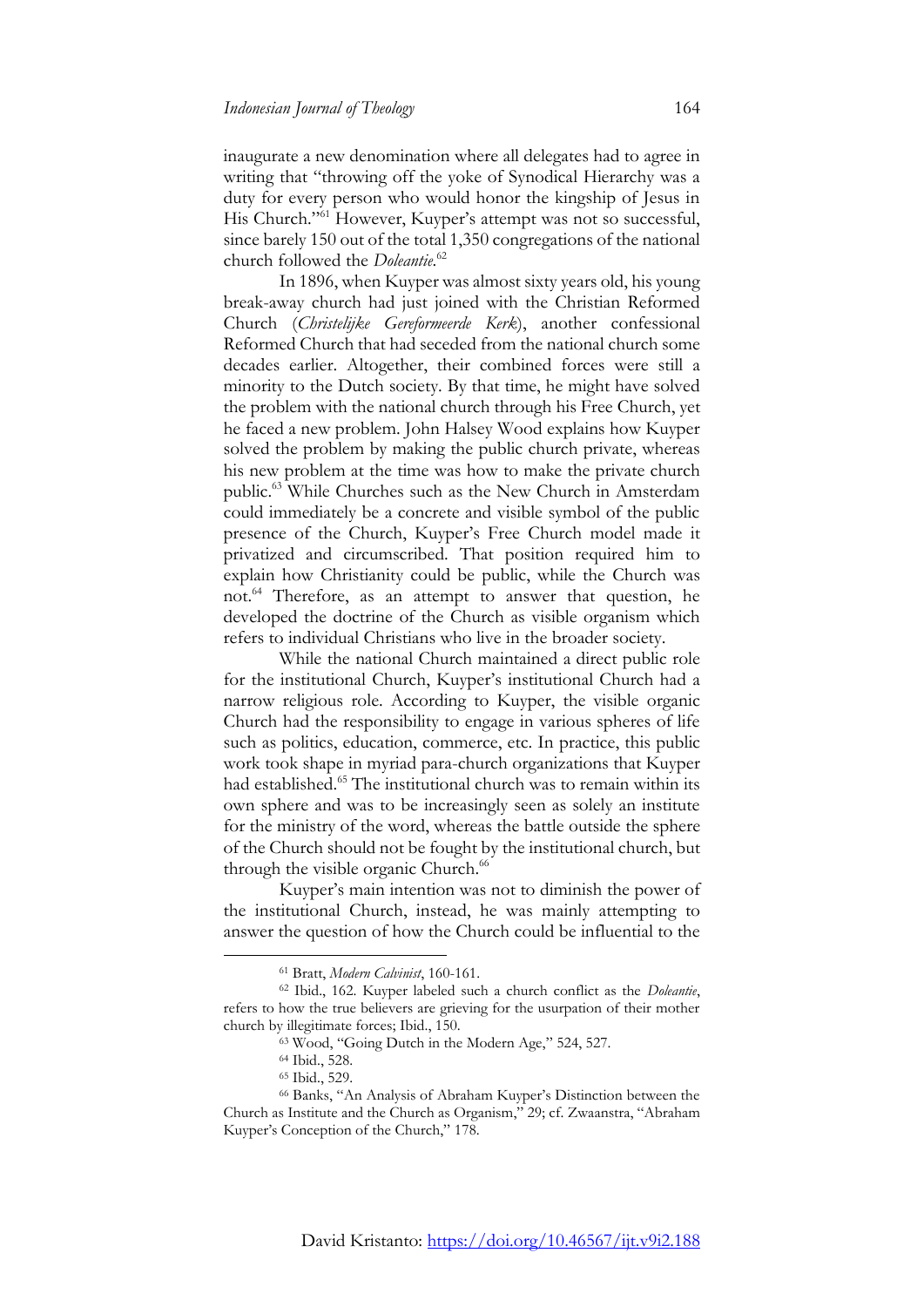inaugurate a new denomination where all delegates had to agree in writing that "throwing off the yoke of Synodical Hierarchy was a duty for every person who would honor the kingship of Jesus in His Church."[61] However, Kuyper's attempt was not so successful, since barely 150 out of the total 1,350 congregations of the national church followed the *Doleantie*.[62]

In 1896, when Kuyper was almost sixty years old, his young break-away church had just joined with the Christian Reformed Church (*Christelijke Gereformeerde Kerk*), another confessional Reformed Church that had seceded from the national church some decades earlier. Altogether, their combined forces were still a minority to the Dutch society. By that time, he might have solved the problem with the national church through his Free Church, yet he faced a new problem. John Halsey Wood explains how Kuyper solved the problem by making the public church private, whereas his new problem at the time was how to make the private church public.[63] While Churches such as the New Church in Amsterdam could immediately be a concrete and visible symbol of the public presence of the Church, Kuyper's Free Church model made it privatized and circumscribed. That position required him to explain how Christianity could be public, while the Church was not.[64] Therefore, as an attempt to answer that question, he developed the doctrine of the Church as visible organism which refers to individual Christians who live in the broader society.

While the national Church maintained a direct public role for the institutional Church, Kuyper's institutional Church had a narrow religious role. According to Kuyper, the visible organic Church had the responsibility to engage in various spheres of life such as politics, education, commerce, etc. In practice, this public work took shape in myriad para-church organizations that Kuyper had established.[65] The institutional church was to remain within its own sphere and was to be increasingly seen as solely an institute for the ministry of the word, whereas the battle outside the sphere of the Church should not be fought by the institutional church, but through the visible organic Church.[66]

Kuyper's main intention was not to diminish the power of the institutional Church, instead, he was mainly attempting to answer the question of how the Church could be influential to the

---

[61] Bratt, *Modern Calvinist*, 160-161.

[62] Ibid., 162. Kuyper labeled such a church conflict as the *Doleantie*, refers to how the true believers are grieving for the usurpation of their mother church by illegitimate forces; Ibid., 150.

[63] Wood, "Going Dutch in the Modern Age," 524, 527.

[64] Ibid., 528.

[65] Ibid., 529.

[66] Banks, "An Analysis of Abraham Kuyper's Distinction between the Church as Institute and the Church as Organism," 29; cf. Zwaanstra, "Abraham Kuyper's Conception of the Church," 178.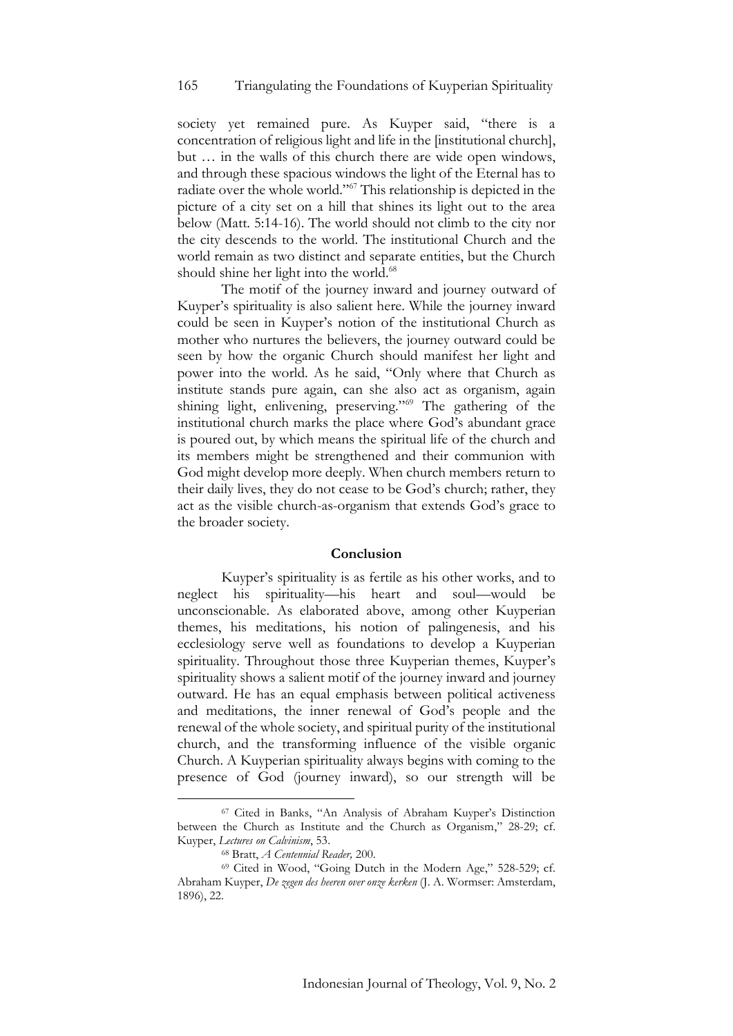society yet remained pure. As Kuyper said, "there is a concentration of religious light and life in the [institutional church], but … in the walls of this church there are wide open windows, and through these spacious windows the light of the Eternal has to radiate over the whole world."[67] This relationship is depicted in the picture of a city set on a hill that shines its light out to the area below (Matt. 5:14-16). The world should not climb to the city nor the city descends to the world. The institutional Church and the world remain as two distinct and separate entities, but the Church should shine her light into the world.[68]

The motif of the journey inward and journey outward of Kuyper's spirituality is also salient here. While the journey inward could be seen in Kuyper's notion of the institutional Church as mother who nurtures the believers, the journey outward could be seen by how the organic Church should manifest her light and power into the world. As he said, "Only where that Church as institute stands pure again, can she also act as organism, again shining light, enlivening, preserving."[69] The gathering of the institutional church marks the place where God's abundant grace is poured out, by which means the spiritual life of the church and its members might be strengthened and their communion with God might develop more deeply. When church members return to their daily lives, they do not cease to be God's church; rather, they act as the visible church-as-organism that extends God's grace to the broader society.

## Conclusion

Kuyper's spirituality is as fertile as his other works, and to neglect his spirituality—his heart and soul—would be unconscionable. As elaborated above, among other Kuyperian themes, his meditations, his notion of palingenesis, and his ecclesiology serve well as foundations to develop a Kuyperian spirituality. Throughout those three Kuyperian themes, Kuyper's spirituality shows a salient motif of the journey inward and journey outward. He has an equal emphasis between political activeness and meditations, the inner renewal of God's people and the renewal of the whole society, and spiritual purity of the institutional church, and the transforming influence of the visible organic Church. A Kuyperian spirituality always begins with coming to the presence of God (journey inward), so our strength will be

---

[67] Cited in Banks, "An Analysis of Abraham Kuyper's Distinction between the Church as Institute and the Church as Organism," 28-29; cf. Kuyper, *Lectures on Calvinism*, 53.

[68] Bratt, *A Centennial Reader,* 200.

[69] Cited in Wood, "Going Dutch in the Modern Age," 528-529; cf. Abraham Kuyper, *De zegen des heeren over onze kerken* (J. A. Wormser: Amsterdam, 1896), 22.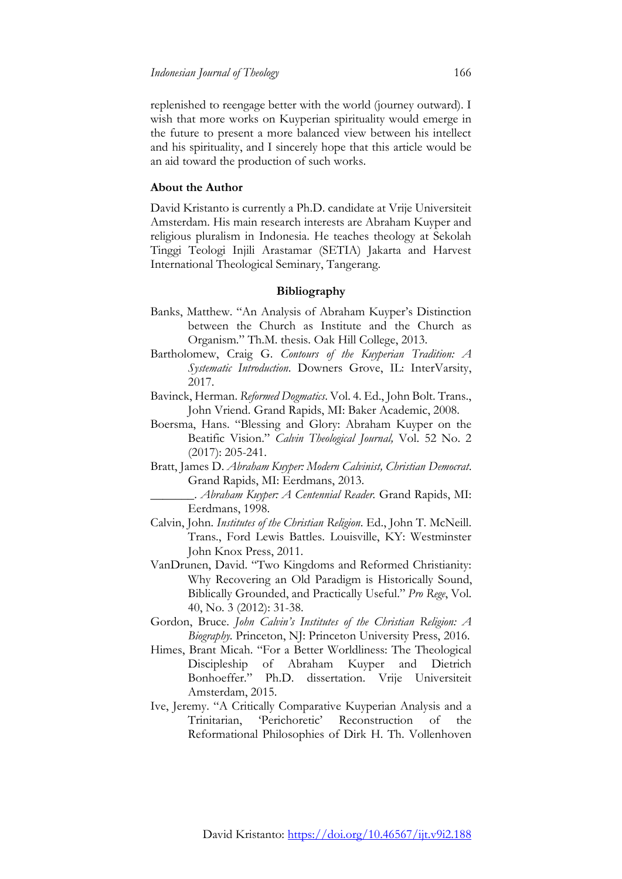replenished to reengage better with the world (journey outward). I wish that more works on Kuyperian spirituality would emerge in the future to present a more balanced view between his intellect and his spirituality, and I sincerely hope that this article would be an aid toward the production of such works.

**About the Author**

David Kristanto is currently a Ph.D. candidate at Vrije Universiteit Amsterdam. His main research interests are Abraham Kuyper and religious pluralism in Indonesia. He teaches theology at Sekolah Tinggi Teologi Injili Arastamar (SETIA) Jakarta and Harvest International Theological Seminary, Tangerang.

## Bibliography

Banks, Matthew. "An Analysis of Abraham Kuyper's Distinction between the Church as Institute and the Church as Organism." Th.M. thesis. Oak Hill College, 2013.

Bartholomew, Craig G. *Contours of the Kuyperian Tradition: A Systematic Introduction*. Downers Grove, IL: InterVarsity, 2017.

Bavinck, Herman. *Reformed Dogmatics*. Vol. 4. Ed., John Bolt. Trans., John Vriend. Grand Rapids, MI: Baker Academic, 2008.

Boersma, Hans. "Blessing and Glory: Abraham Kuyper on the Beatific Vision." *Calvin Theological Journal,* Vol. 52 No. 2 (2017): 205-241.

Bratt, James D. *Abraham Kuyper: Modern Calvinist, Christian Democrat*. Grand Rapids, MI: Eerdmans, 2013.

_______. *Abraham Kuyper: A Centennial Reader.* Grand Rapids, MI: Eerdmans, 1998.

Calvin, John. *Institutes of the Christian Religion*. Ed., John T. McNeill. Trans., Ford Lewis Battles. Louisville, KY: Westminster John Knox Press, 2011.

VanDrunen, David. "Two Kingdoms and Reformed Christianity: Why Recovering an Old Paradigm is Historically Sound, Biblically Grounded, and Practically Useful." *Pro Rege*, Vol. 40, No. 3 (2012): 31-38.

Gordon, Bruce. *John Calvin's Institutes of the Christian Religion: A Biography.* Princeton, NJ: Princeton University Press, 2016.

Himes, Brant Micah. "For a Better Worldliness: The Theological Discipleship of Abraham Kuyper and Dietrich Bonhoeffer." Ph.D. dissertation. Vrije Universiteit Amsterdam, 2015.

Ive, Jeremy. "A Critically Comparative Kuyperian Analysis and a Trinitarian, 'Perichoretic' Reconstruction of the Reformational Philosophies of Dirk H. Th. Vollenhoven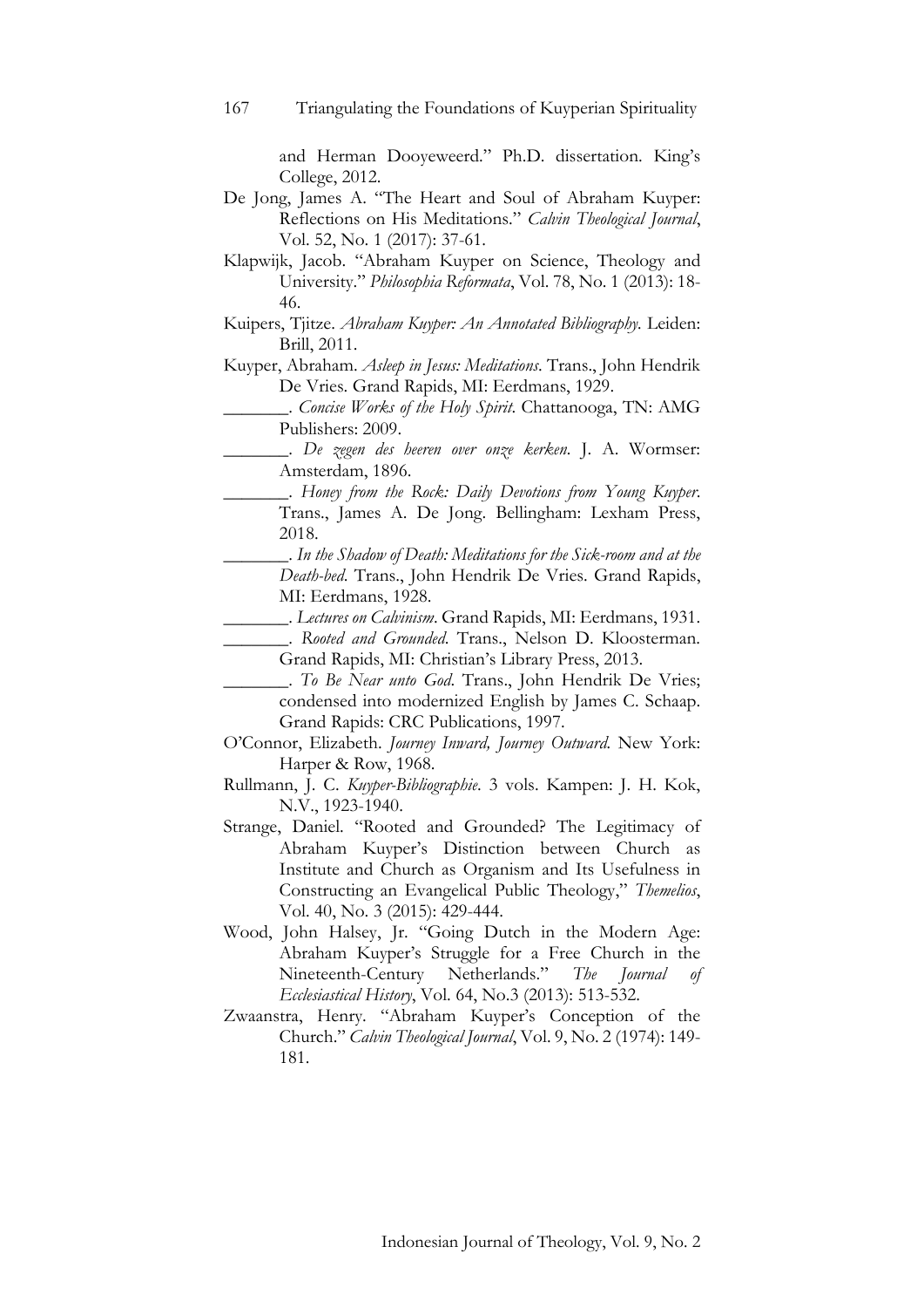and Herman Dooyeweerd." Ph.D. dissertation. King's College, 2012.

De Jong, James A. "The Heart and Soul of Abraham Kuyper: Reflections on His Meditations." *Calvin Theological Journal*, Vol. 52, No. 1 (2017): 37-61.

Klapwijk, Jacob. "Abraham Kuyper on Science, Theology and University." *Philosophia Reformata*, Vol. 78, No. 1 (2013): 18-46.

Kuipers, Tjitze. *Abraham Kuyper: An Annotated Bibliography.* Leiden: Brill, 2011.

Kuyper, Abraham. *Asleep in Jesus: Meditations.* Trans., John Hendrik De Vries. Grand Rapids, MI: Eerdmans, 1929.

_______. *Concise Works of the Holy Spirit.* Chattanooga, TN: AMG Publishers: 2009.

_______. *De zegen des heeren over onze kerken.* J. A. Wormser: Amsterdam, 1896.

_______. *Honey from the Rock: Daily Devotions from Young Kuyper.* Trans., James A. De Jong. Bellingham: Lexham Press, 2018.

_______. *In the Shadow of Death: Meditations for the Sick-room and at the Death-bed.* Trans., John Hendrik De Vries. Grand Rapids, MI: Eerdmans, 1928.

_______. *Lectures on Calvinism.* Grand Rapids, MI: Eerdmans, 1931.

_______. *Rooted and Grounded.* Trans., Nelson D. Kloosterman. Grand Rapids, MI: Christian's Library Press, 2013.

_______. *To Be Near unto God.* Trans., John Hendrik De Vries; condensed into modernized English by James C. Schaap. Grand Rapids: CRC Publications, 1997.

O'Connor, Elizabeth. *Journey Inward, Journey Outward.* New York: Harper & Row, 1968.

Rullmann, J. C. *Kuyper-Bibliographie.* 3 vols. Kampen: J. H. Kok, N.V., 1923-1940.

Strange, Daniel. "Rooted and Grounded? The Legitimacy of Abraham Kuyper's Distinction between Church as Institute and Church as Organism and Its Usefulness in Constructing an Evangelical Public Theology," *Themelios*, Vol. 40, No. 3 (2015): 429-444.

Wood, John Halsey, Jr. "Going Dutch in the Modern Age: Abraham Kuyper's Struggle for a Free Church in the Nineteenth-Century Netherlands." *The Journal of Ecclesiastical History*, Vol. 64, No.3 (2013): 513-532.

Zwaanstra, Henry. "Abraham Kuyper's Conception of the Church." *Calvin Theological Journal*, Vol. 9, No. 2 (1974): 149-181.